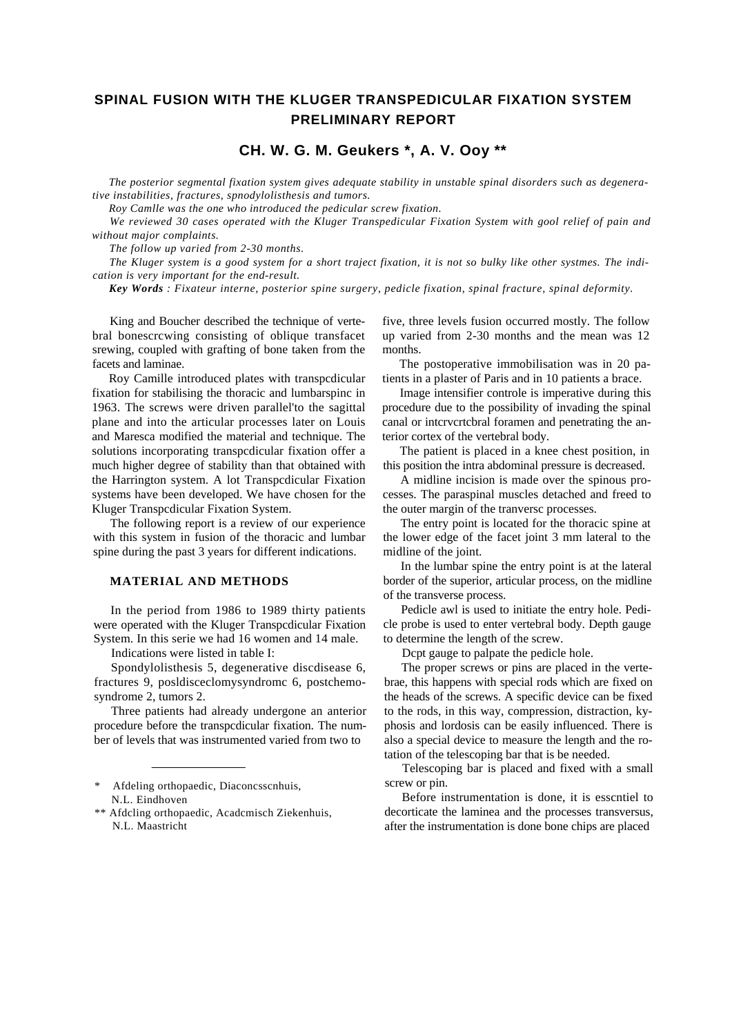# SPINAL FUSION WITH THE KLUGER TRANSPEDICULAR FIXATION SYSTEM PRELIMINARY REPORT

## CH. W. G. M. Geukers *, A. V. Ooy **

*The posterior segmental fixation system gives adequate stability in unstable spinal disorders such as degenerative instabilities, fractures, spnodylolisthesis and tumors.*

*Roy Camlle was the one who introduced the pedicular screw fixation.*

*We reviewed 30 cases operated with the Kluger Transpedicular Fixation System with gool relief of pain and without major complaints.*

*The follow up varied from 2-30 months.*

*The Kluger system is a good system for a short traject fixation, it is not so bulky like other systmes. The indication is very important for the end-result.*

***Key Words** : Fixateur interne, posterior spine surgery, pedicle fixation, spinal fracture, spinal deformity.*

King and Boucher described the technique of vertebral bonescrcwing consisting of oblique transfacet srewing, coupled with grafting of bone taken from the facets and laminae.

Roy Camille introduced plates with transpcdicular fixation for stabilising the thoracic and lumbarspinc in 1963. The screws were driven parallel'to the sagittal plane and into the articular processes later on Louis and Maresca modified the material and technique. The solutions incorporating transpcdicular fixation offer a much higher degree of stability than that obtained with the Harrington system. A lot Transpcdicular Fixation systems have been developed. We have chosen for the Kluger Transpcdicular Fixation System.

The following report is a review of our experience with this system in fusion of the thoracic and lumbar spine during the past 3 years for different indications.

### MATERIAL AND METHODS

In the period from 1986 to 1989 thirty patients were operated with the Kluger Transpcdicular Fixation System. In this serie we had 16 women and 14 male.

Indications were listed in table I:

Spondylolisthesis 5, degenerative discdisease 6, fractures 9, posldisceclomysyndromc 6, postchemosyndrome 2, tumors 2.

Three patients had already undergone an anterior procedure before the transpcdicular fixation. The number of levels that was instrumented varied from two to five, three levels fusion occurred mostly. The follow up varied from 2-30 months and the mean was 12 months.

The postoperative immobilisation was in 20 patients in a plaster of Paris and in 10 patients a brace.

Image intensifier controle is imperative during this procedure due to the possibility of invading the spinal canal or intcrvcrtcbral foramen and penetrating the anterior cortex of the vertebral body.

The patient is placed in a knee chest position, in this position the intra abdominal pressure is decreased.

A midline incision is made over the spinous processes. The paraspinal muscles detached and freed to the outer margin of the tranversc processes.

The entry point is located for the thoracic spine at the lower edge of the facet joint 3 mm lateral to the midline of the joint.

In the lumbar spine the entry point is at the lateral border of the superior, articular process, on the midline of the transverse process.

Pedicle awl is used to initiate the entry hole. Pedicle probe is used to enter vertebral body. Depth gauge to determine the length of the screw.

Dcpt gauge to palpate the pedicle hole.

The proper screws or pins are placed in the vertebrae, this happens with special rods which are fixed on the heads of the screws. A specific device can be fixed to the rods, in this way, compression, distraction, kyphosis and lordosis can be easily influenced. There is also a special device to measure the length and the rotation of the telescoping bar that is be needed.

Telescoping bar is placed and fixed with a small screw or pin.

Before instrumentation is done, it is esscntiel to decorticate the laminea and the processes transversus, after the instrumentation is done bone chips are placed

---

\* Afdeling orthopaedic, Diaconcsscnhuis, N.L. Eindhoven

\** Afdcling orthopaedic, Acadcmisch Ziekenhuis, N.L. Maastricht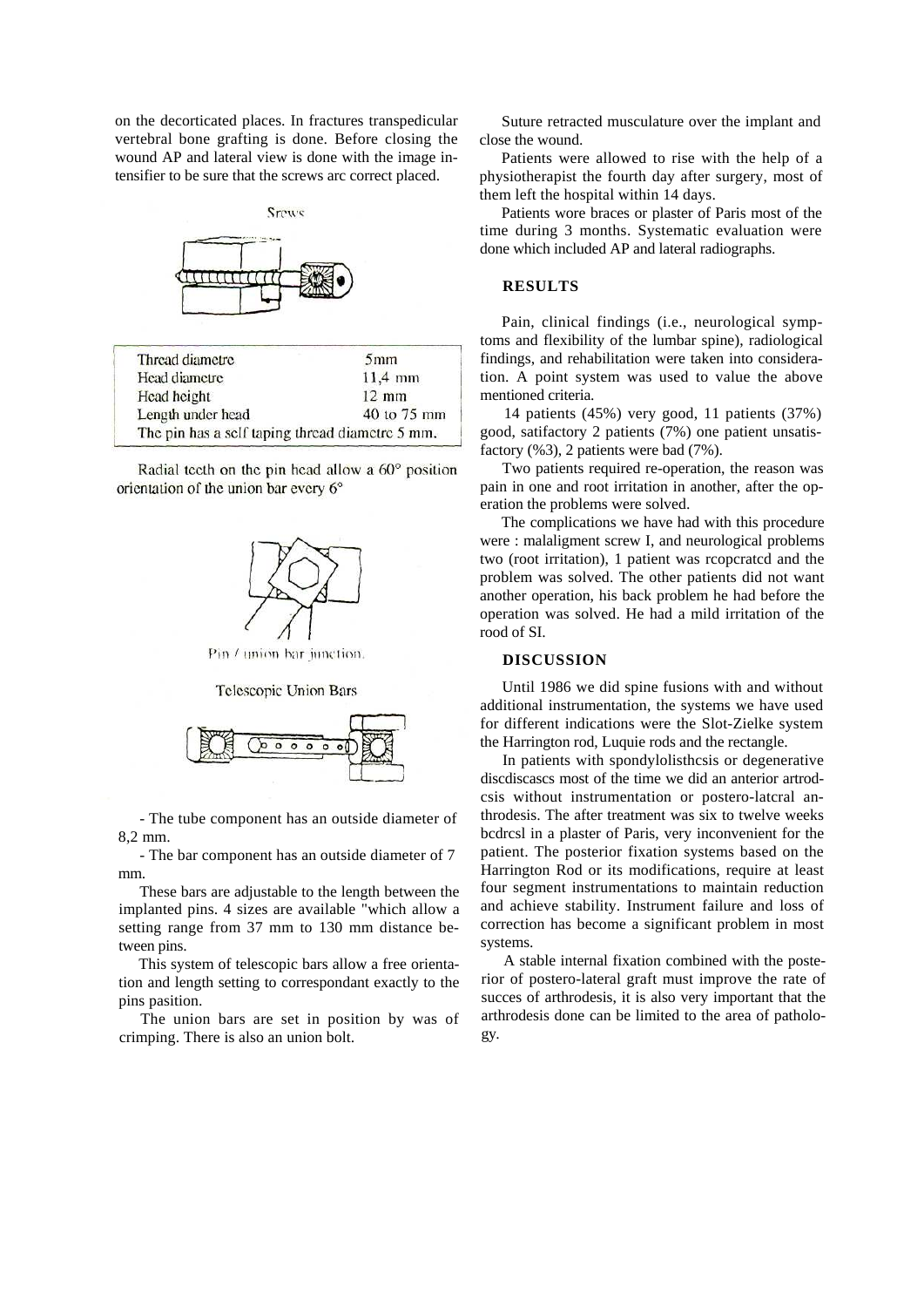on the decorticated places. In fractures transpedicular vertebral bone grafting is done. Before closing the wound AP and lateral view is done with the image intensifier to be sure that the screws arc correct placed.

Srews

| Thread diametre | 5mm |
|---|---|
| Head diametre | 11,4 mm |
| Head height | 12 mm |
| Length under head | 40 to 75 mm |
| The pin has a self taping thread diametre 5 mm. | |

Radial teeth on the pin head allow a 60° position orientation of the union bar every 6°

Pin / union bar junction.

Telescopic Union Bars

- The tube component has an outside diameter of 8,2 mm.

- The bar component has an outside diameter of 7 mm.

These bars are adjustable to the length between the implanted pins. 4 sizes are available "which allow a setting range from 37 mm to 130 mm distance between pins.

This system of telescopic bars allow a free orientation and length setting to correspondant exactly to the pins pasition.

The union bars are set in position by was of crimping. There is also an union bolt.

Suture retracted musculature over the implant and close the wound.

Patients were allowed to rise with the help of a physiotherapist the fourth day after surgery, most of them left the hospital within 14 days.

Patients wore braces or plaster of Paris most of the time during 3 months. Systematic evaluation were done which included AP and lateral radiographs.

## RESULTS

Pain, clinical findings (i.e., neurological symptoms and flexibility of the lumbar spine), radiological findings, and rehabilitation were taken into consideration. A point system was used to value the above mentioned criteria.

14 patients (45%) very good, 11 patients (37%) good, satifactory 2 patients (7%) one patient unsatisfactory (%3), 2 patients were bad (7%).

Two patients required re-operation, the reason was pain in one and root irritation in another, after the operation the problems were solved.

The complications we have had with this procedure were : malaligment screw I, and neurological problems two (root irritation), 1 patient was rcopcratcd and the problem was solved. The other patients did not want another operation, his back problem he had before the operation was solved. He had a mild irritation of the rood of SI.

## DISCUSSION

Until 1986 we did spine fusions with and without additional instrumentation, the systems we have used for different indications were the Slot-Zielke system the Harrington rod, Luquie rods and the rectangle.

In patients with spondylolisthcsis or degenerative discdiscascs most of the time we did an anterior artrodcsis without instrumentation or postero-latcral anthrodesis. The after treatment was six to twelve weeks bcdrcsl in a plaster of Paris, very inconvenient for the patient. The posterior fixation systems based on the Harrington Rod or its modifications, require at least four segment instrumentations to maintain reduction and achieve stability. Instrument failure and loss of correction has become a significant problem in most systems.

A stable internal fixation combined with the posterior of postero-lateral graft must improve the rate of succes of arthrodesis, it is also very important that the arthrodesis done can be limited to the area of pathology.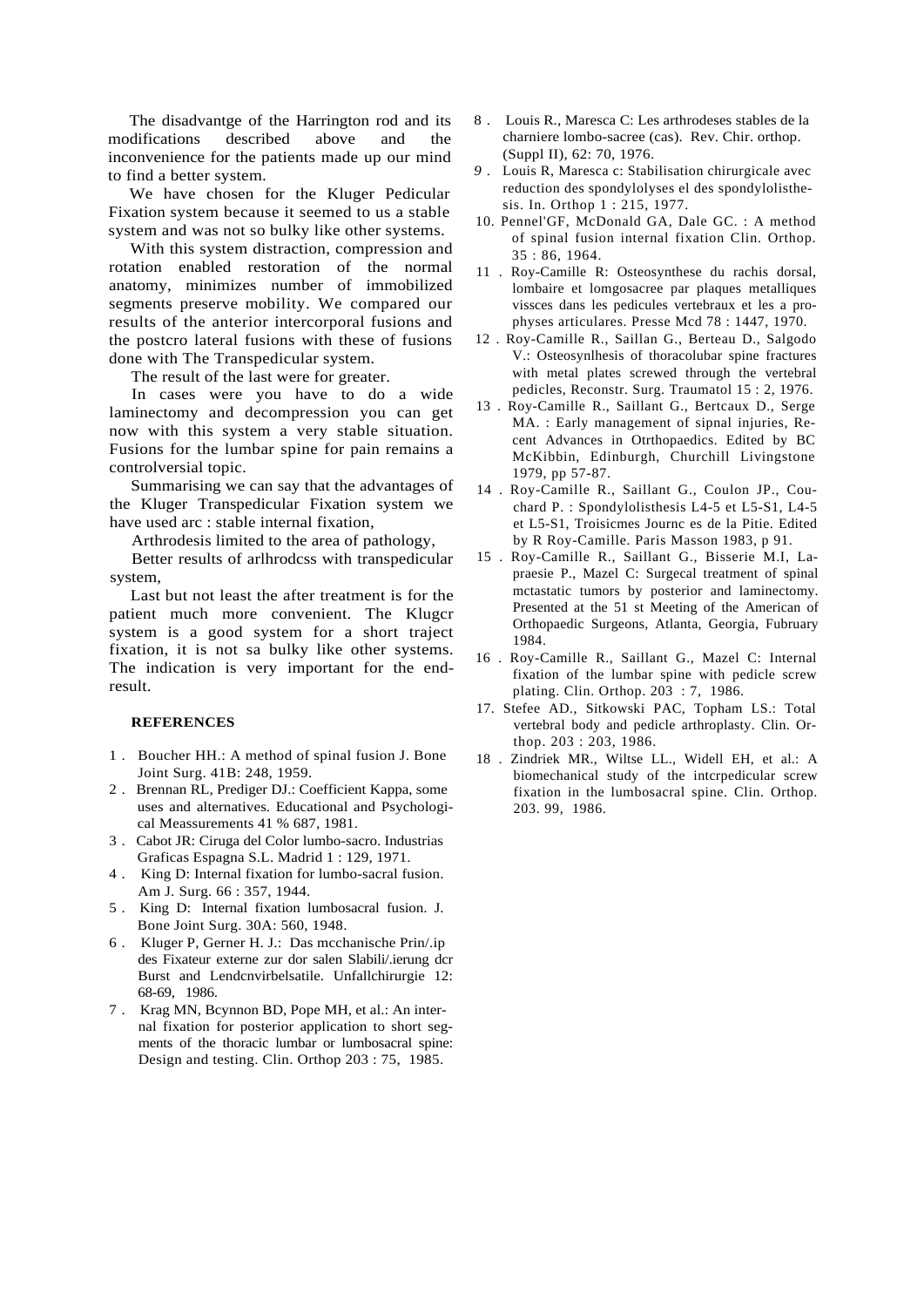The disadvantge of the Harrington rod and its modifications described above and the inconvenience for the patients made up our mind to find a better system.

We have chosen for the Kluger Pedicular Fixation system because it seemed to us a stable system and was not so bulky like other systems.

With this system distraction, compression and rotation enabled restoration of the normal anatomy, minimizes number of immobilized segments preserve mobility. We compared our results of the anterior intercorporal fusions and the postcro lateral fusions with these of fusions done with The Transpedicular system.

The result of the last were for greater.

In cases were you have to do a wide laminectomy and decompression you can get now with this system a very stable situation. Fusions for the lumbar spine for pain remains a controlversial topic.

Summarising we can say that the advantages of the Kluger Transpedicular Fixation system we have used arc : stable internal fixation,

Arthrodesis limited to the area of pathology,

Better results of arlhrodcss with transpedicular system,

Last but not least the after treatment is for the patient much more convenient. The Klugcr system is a good system for a short traject fixation, it is not sa bulky like other systems. The indication is very important for the end-result.

## REFERENCES

1. Boucher HH.: A method of spinal fusion J. Bone Joint Surg. 41B: 248, 1959.
2. Brennan RL, Prediger DJ.: Coefficient Kappa, some uses and alternatives. Educational and Psychological Meassurements 41 % 687, 1981.
3. Cabot JR: Ciruga del Color lumbo-sacro. Industrias Graficas Espagna S.L. Madrid 1 : 129, 1971.
4. King D: Internal fixation for lumbo-sacral fusion. Am J. Surg. 66 : 357, 1944.
5. King D: Internal fixation lumbosacral fusion. J. Bone Joint Surg. 30A: 560, 1948.
6. Kluger P, Gerner H. J.: Das mcchanische Prin/.ip des Fixateur externe zur dor salen Slabili/.ierung dcr Burst and Lendcnvirbelsatile. Unfallchirurgie 12: 68-69, 1986.
7. Krag MN, Bcynnon BD, Pope MH, et al.: An internal fixation for posterior application to short segments of the thoracic lumbar or lumbosacral spine: Design and testing. Clin. Orthop 203 : 75, 1985.
8. Louis R., Maresca C: Les arthrodeses stables de la charniere lombo-sacree (cas). Rev. Chir. orthop. (Suppl II), 62: 70, 1976.
9. Louis R, Maresca c: Stabilisation chirurgicale avec reduction des spondylolyses el des spondylolisthesis. In. Orthop 1 : 215, 1977.
10. Pennel'GF, McDonald GA, Dale GC. : A method of spinal fusion internal fixation Clin. Orthop. 35 : 86, 1964.
11. Roy-Camille R: Osteosynthese du rachis dorsal, lombaire et lomgosacree par plaques metalliques vissces dans les pedicules vertebraux et les a prophyses articulares. Presse Mcd 78 : 1447, 1970.
12. Roy-Camille R., Saillan G., Berteau D., Salgodo V.: Osteosynlhesis of thoracolubar spine fractures with metal plates screwed through the vertebral pedicles, Reconstr. Surg. Traumatol 15 : 2, 1976.
13. Roy-Camille R., Saillant G., Bertcaux D., Serge MA. : Early management of sipnal injuries, Recent Advances in Otrthopaedics. Edited by BC McKibbin, Edinburgh, Churchill Livingstone 1979, pp 57-87.
14. Roy-Camille R., Saillant G., Coulon JP., Couchard P. : Spondylolisthesis L4-5 et L5-S1, L4-5 et L5-S1, Troisicmes Journc es de la Pitie. Edited by R Roy-Camille. Paris Masson 1983, p 91.
15. Roy-Camille R., Saillant G., Bisserie M.I, Lapraesie P., Mazel C: Surgecal treatment of spinal mctastatic tumors by posterior and laminectomy. Presented at the 51 st Meeting of the American of Orthopaedic Surgeons, Atlanta, Georgia, Fubruary 1984.
16. Roy-Camille R., Saillant G., Mazel C: Internal fixation of the lumbar spine with pedicle screw plating. Clin. Orthop. 203 : 7, 1986.
17. Stefee AD., Sitkowski PAC, Topham LS.: Total vertebral body and pedicle arthroplasty. Clin. Orthop. 203 : 203, 1986.
18. Zindriek MR., Wiltse LL., Widell EH, et al.: A biomechanical study of the intcrpedicular screw fixation in the lumbosacral spine. Clin. Orthop. 203. 99, 1986.